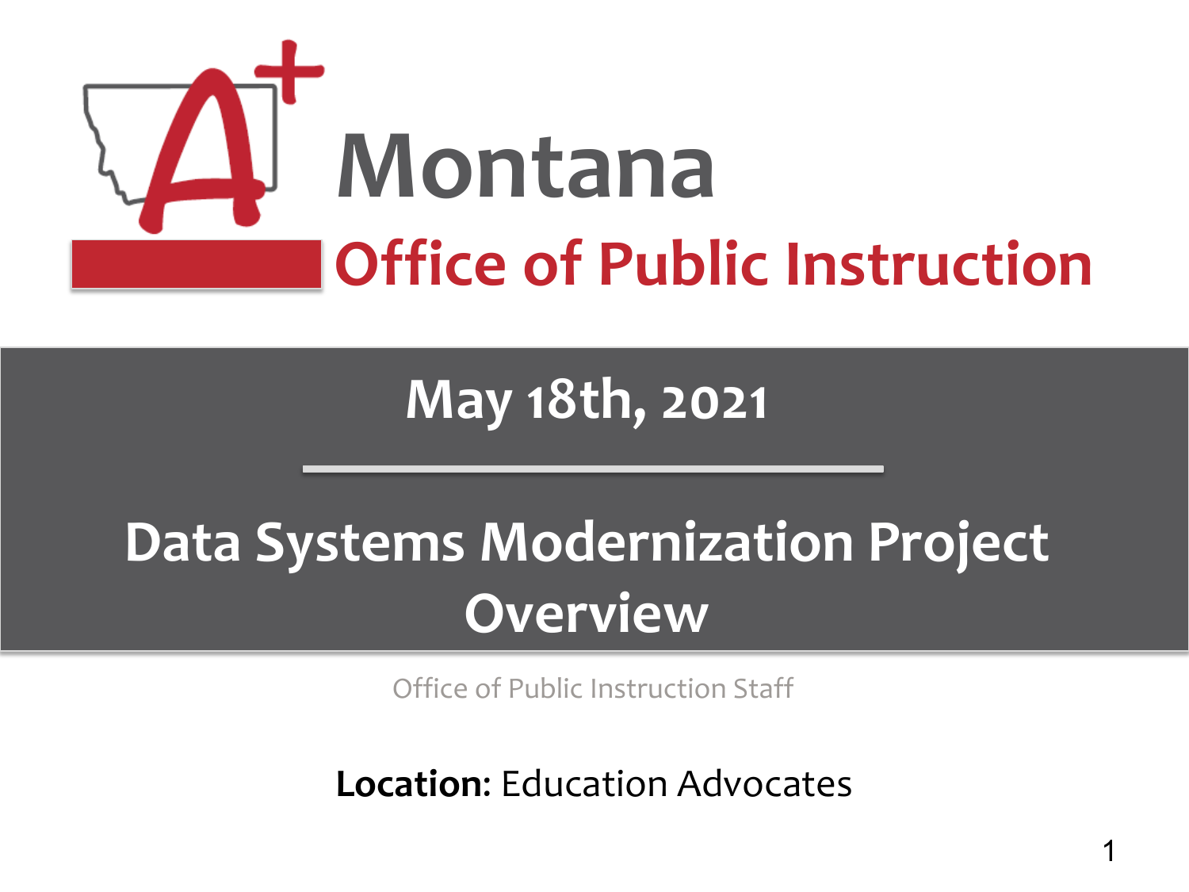Montana

Office of Public Instruction

## May 18th, 2021

# Data Systems Modernization Project Overview

Office of Public Instruction Staff

**Location:** Education Advocates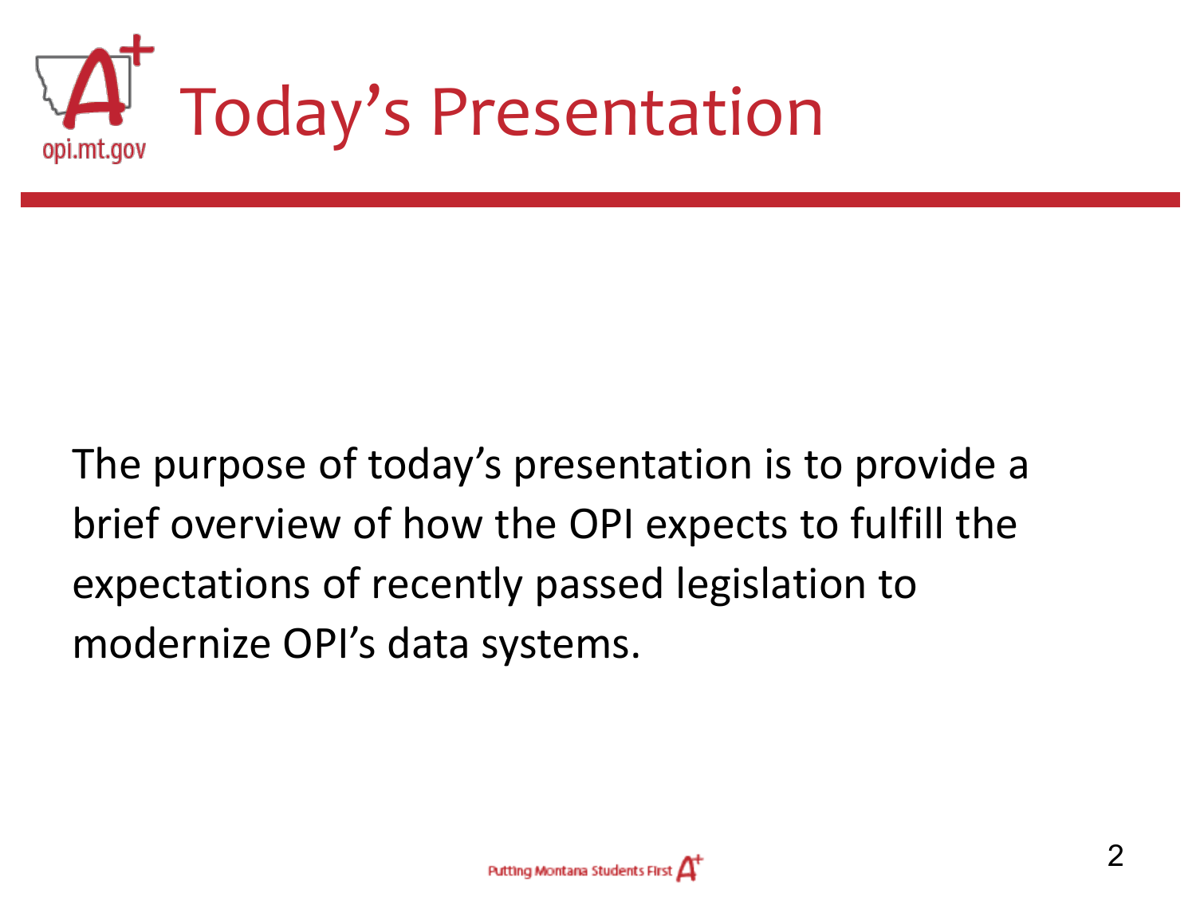# Today's Presentation

The purpose of today's presentation is to provide a brief overview of how the OPI expects to fulfill the expectations of recently passed legislation to modernize OPI's data systems.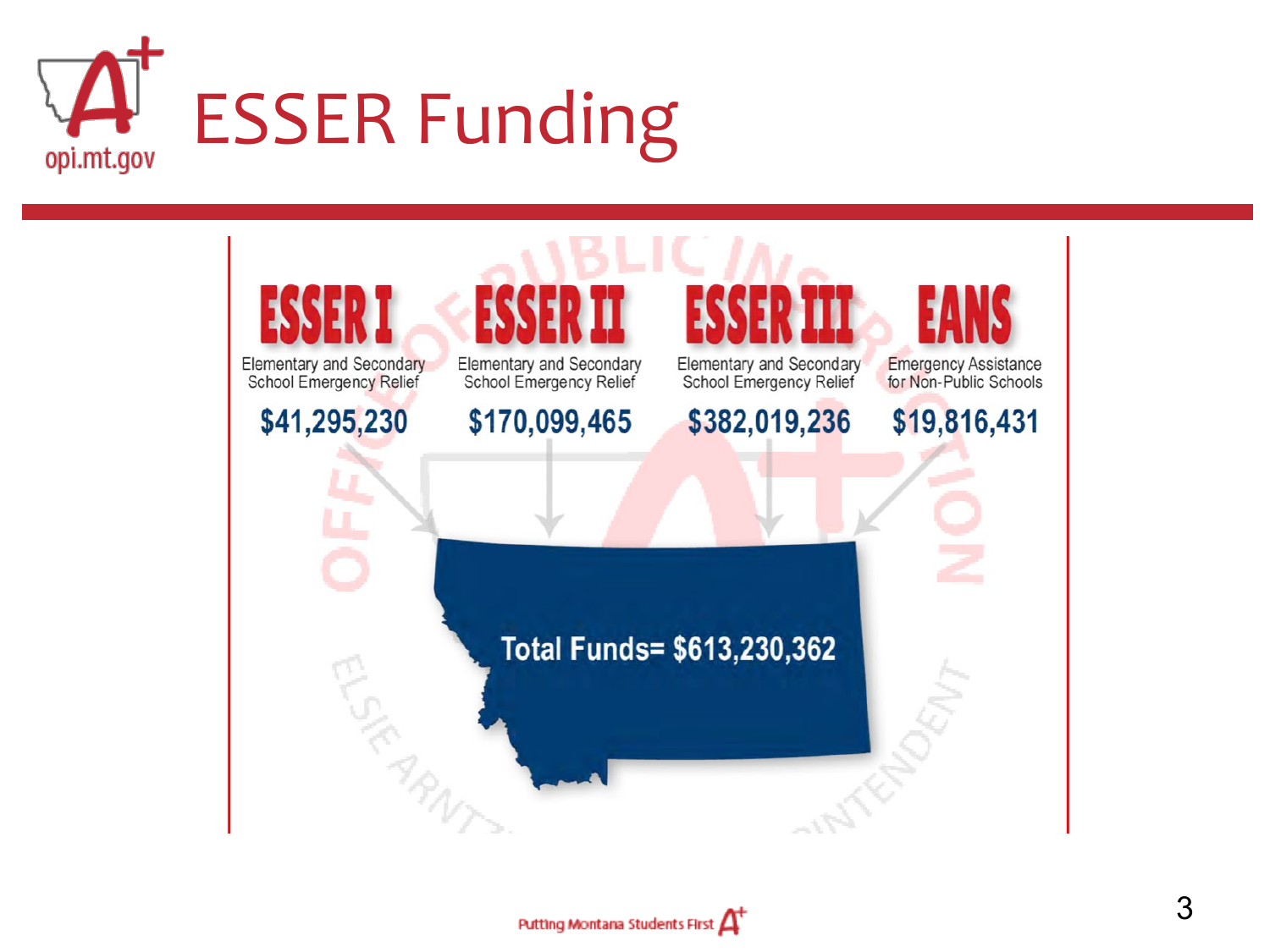# ESSER Funding

| ESSER I | ESSER II | ESSER III | EANS |
|---|---|---|---|
| Elementary and Secondary School Emergency Relief | Elementary and Secondary School Emergency Relief | Elementary and Secondary School Emergency Relief | Emergency Assistance for Non-Public Schools |
| $41,295,230 | $170,099,465 | $382,019,236 | $19,816,431 |

**Total Funds= $613,230,362**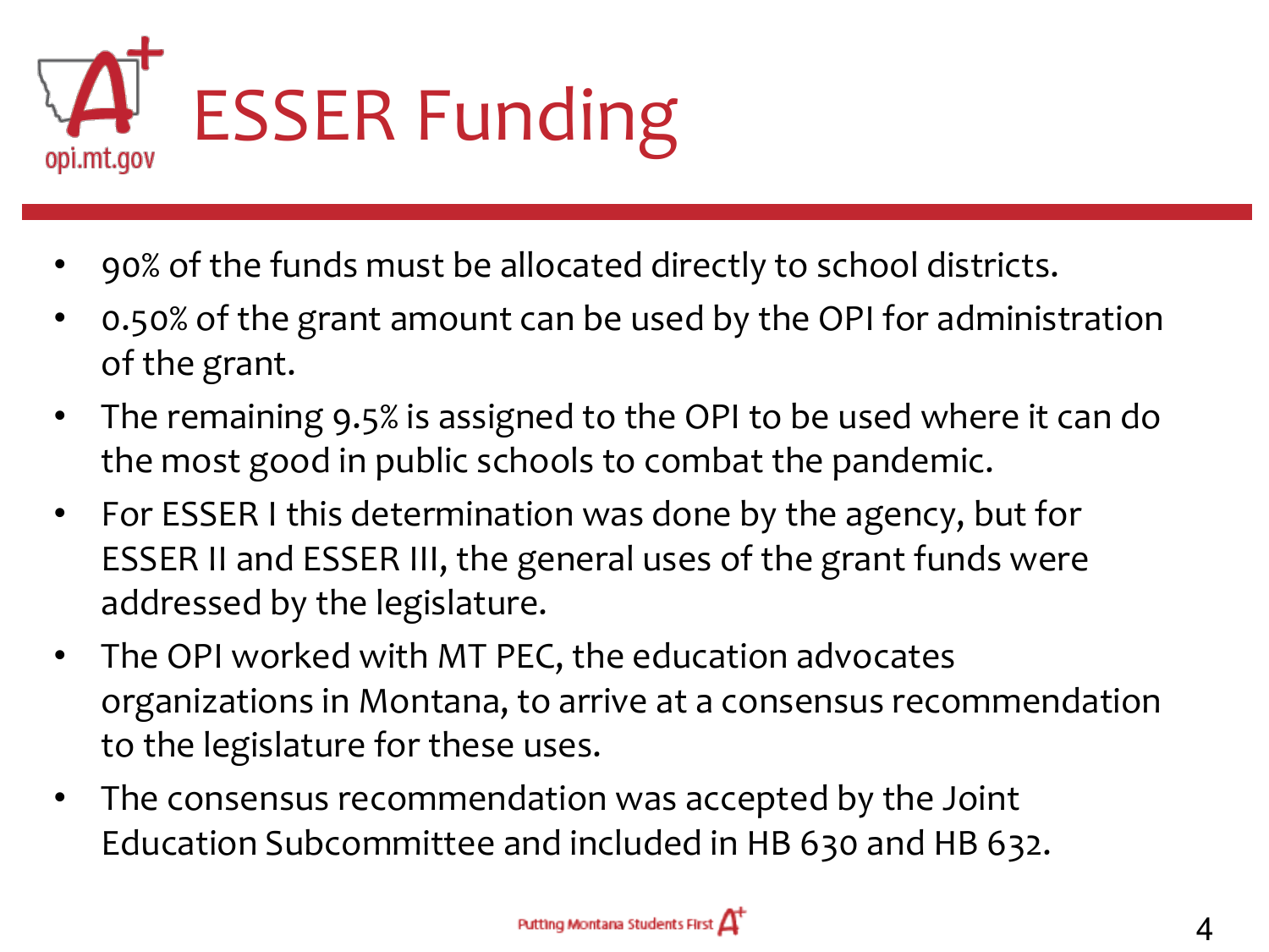# ESSER Funding

- 90% of the funds must be allocated directly to school districts.
- 0.50% of the grant amount can be used by the OPI for administration of the grant.
- The remaining 9.5% is assigned to the OPI to be used where it can do the most good in public schools to combat the pandemic.
- For ESSER I this determination was done by the agency, but for ESSER II and ESSER III, the general uses of the grant funds were addressed by the legislature.
- The OPI worked with MT PEC, the education advocates organizations in Montana, to arrive at a consensus recommendation to the legislature for these uses.
- The consensus recommendation was accepted by the Joint Education Subcommittee and included in HB 630 and HB 632.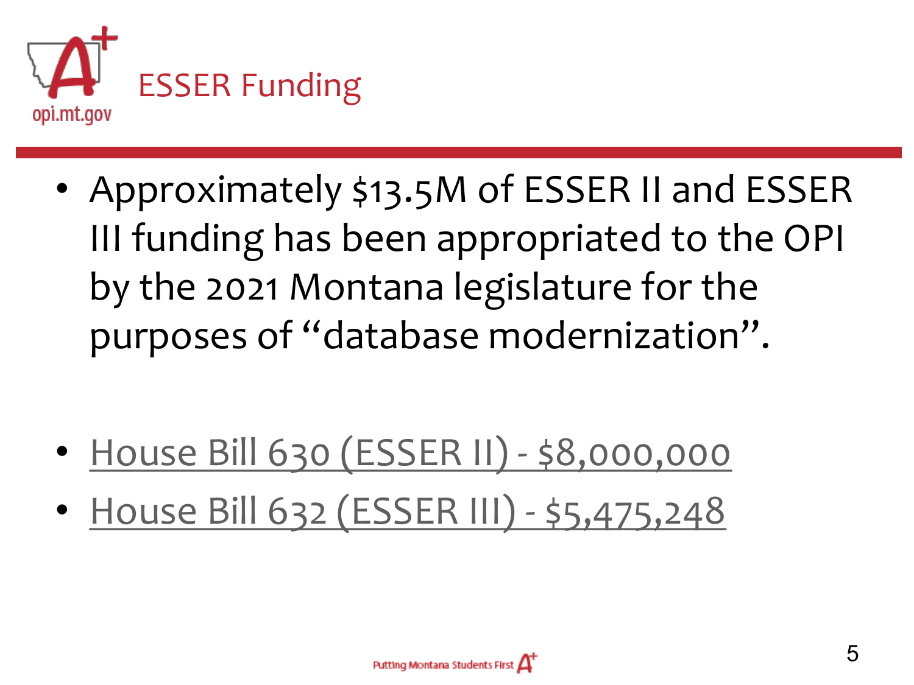# ESSER Funding

- Approximately $13.5M of ESSER II and ESSER III funding has been appropriated to the OPI by the 2021 Montana legislature for the purposes of "database modernization".

- House Bill 630 (ESSER II) - $8,000,000
- House Bill 632 (ESSER III) - $5,475,248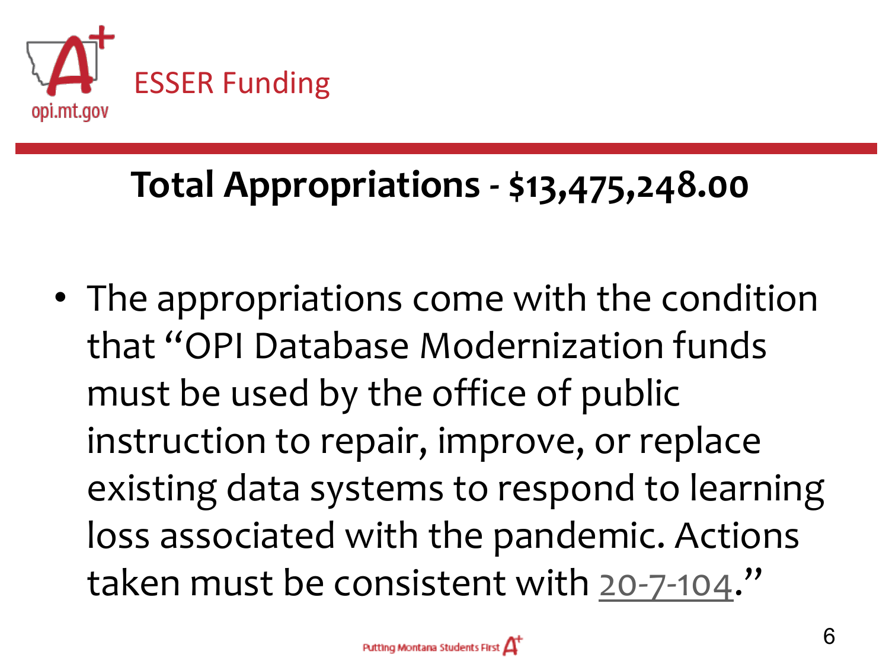# ESSER Funding

## Total Appropriations - $13,475,248.00

- The appropriations come with the condition that "OPI Database Modernization funds must be used by the office of public instruction to repair, improve, or replace existing data systems to respond to learning loss associated with the pandemic. Actions taken must be consistent with 20-7-104."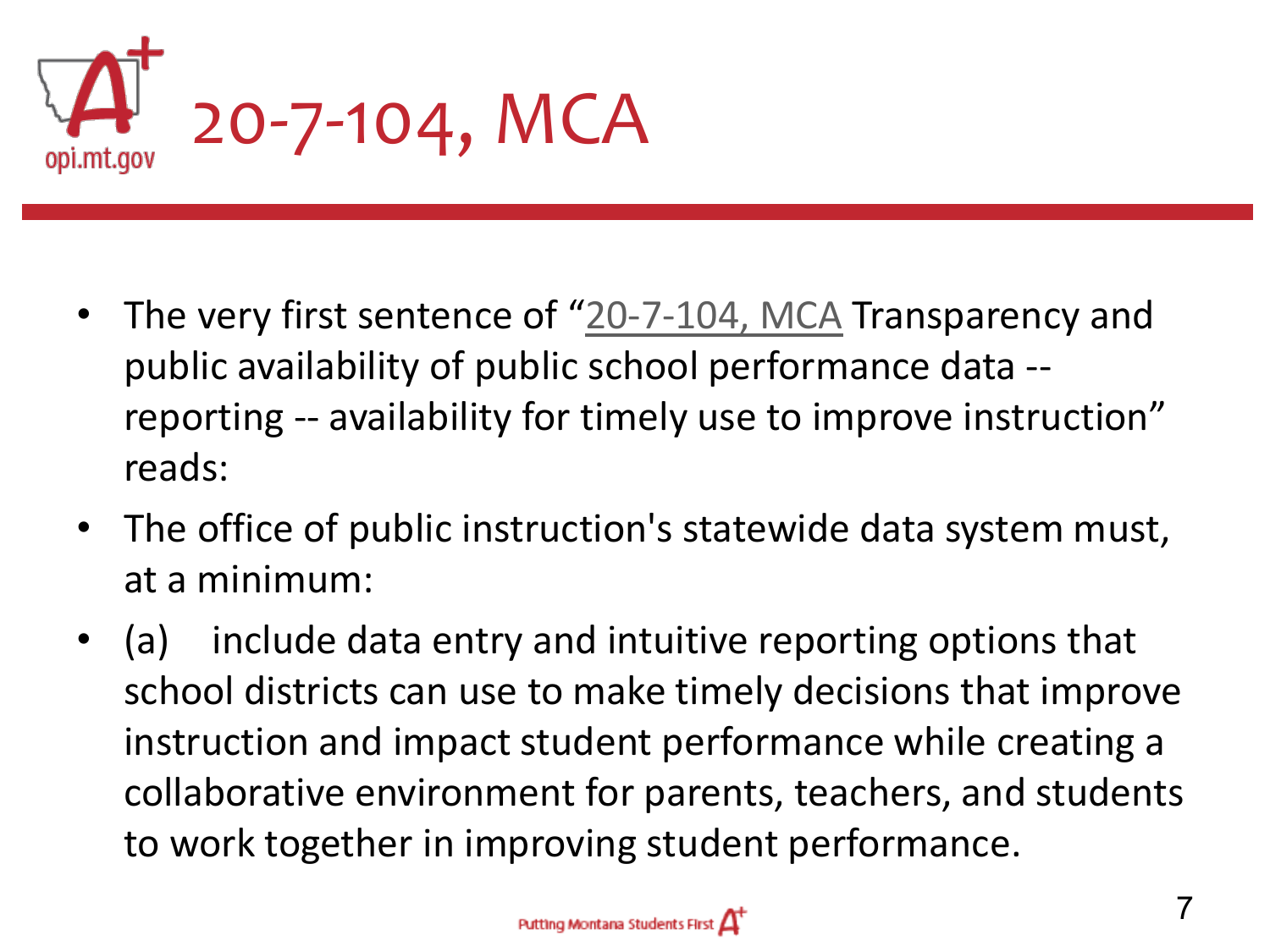# 20-7-104, MCA

- The very first sentence of "20-7-104, MCA Transparency and public availability of public school performance data -- reporting -- availability for timely use to improve instruction" reads:
- The office of public instruction's statewide data system must, at a minimum:
- (a) include data entry and intuitive reporting options that school districts can use to make timely decisions that improve instruction and impact student performance while creating a collaborative environment for parents, teachers, and students to work together in improving student performance.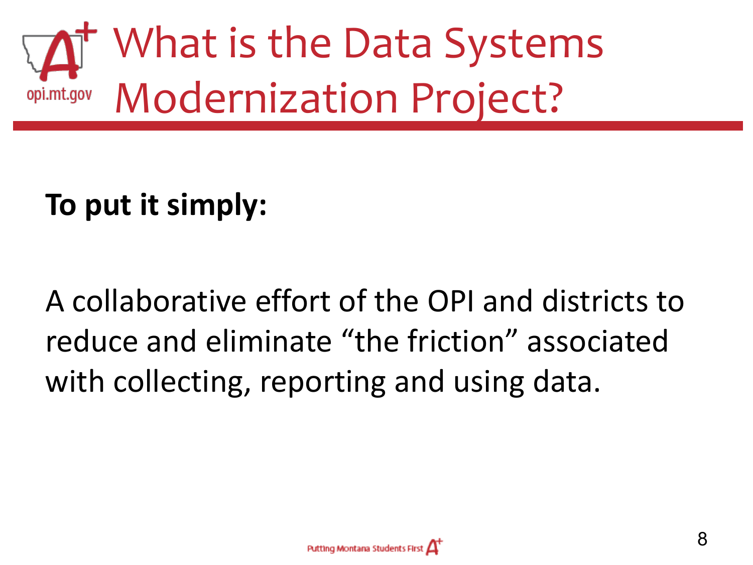# What is the Data Systems Modernization Project?

**To put it simply:**

A collaborative effort of the OPI and districts to reduce and eliminate “the friction” associated with collecting, reporting and using data.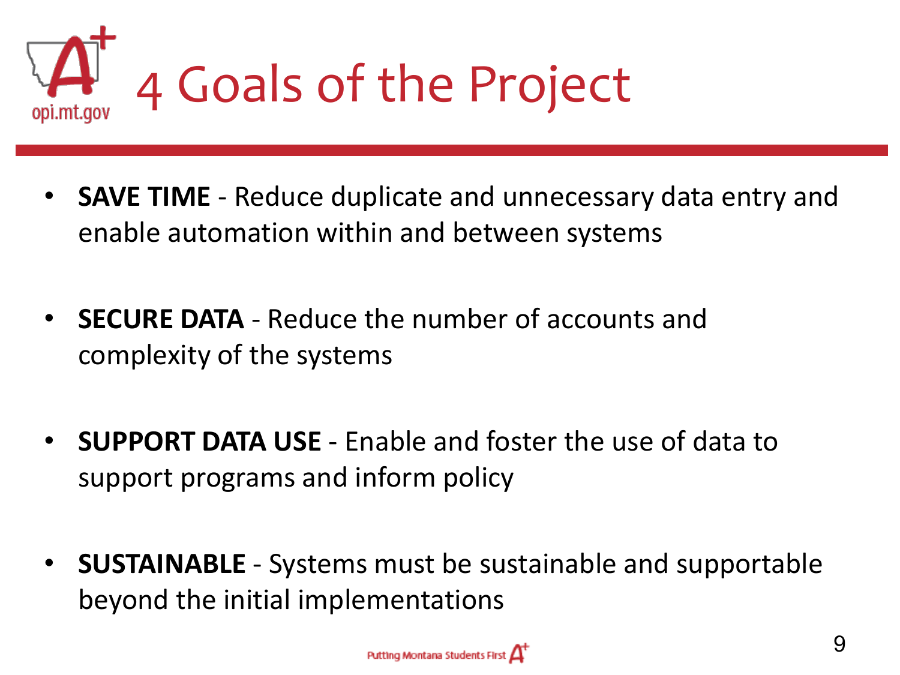# 4 Goals of the Project

- **SAVE TIME** - Reduce duplicate and unnecessary data entry and enable automation within and between systems
- **SECURE DATA** - Reduce the number of accounts and complexity of the systems
- **SUPPORT DATA USE** - Enable and foster the use of data to support programs and inform policy
- **SUSTAINABLE** - Systems must be sustainable and supportable beyond the initial implementations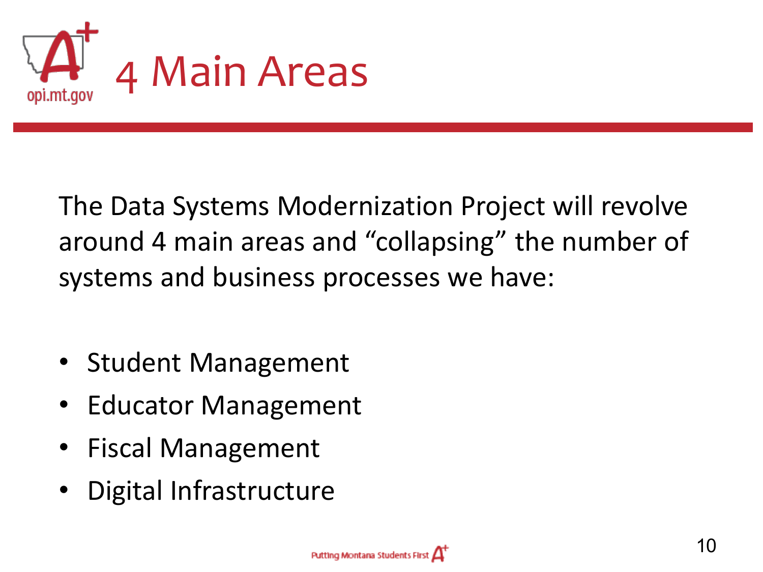# 4 Main Areas

The Data Systems Modernization Project will revolve around 4 main areas and "collapsing" the number of systems and business processes we have:

- Student Management
- Educator Management
- Fiscal Management
- Digital Infrastructure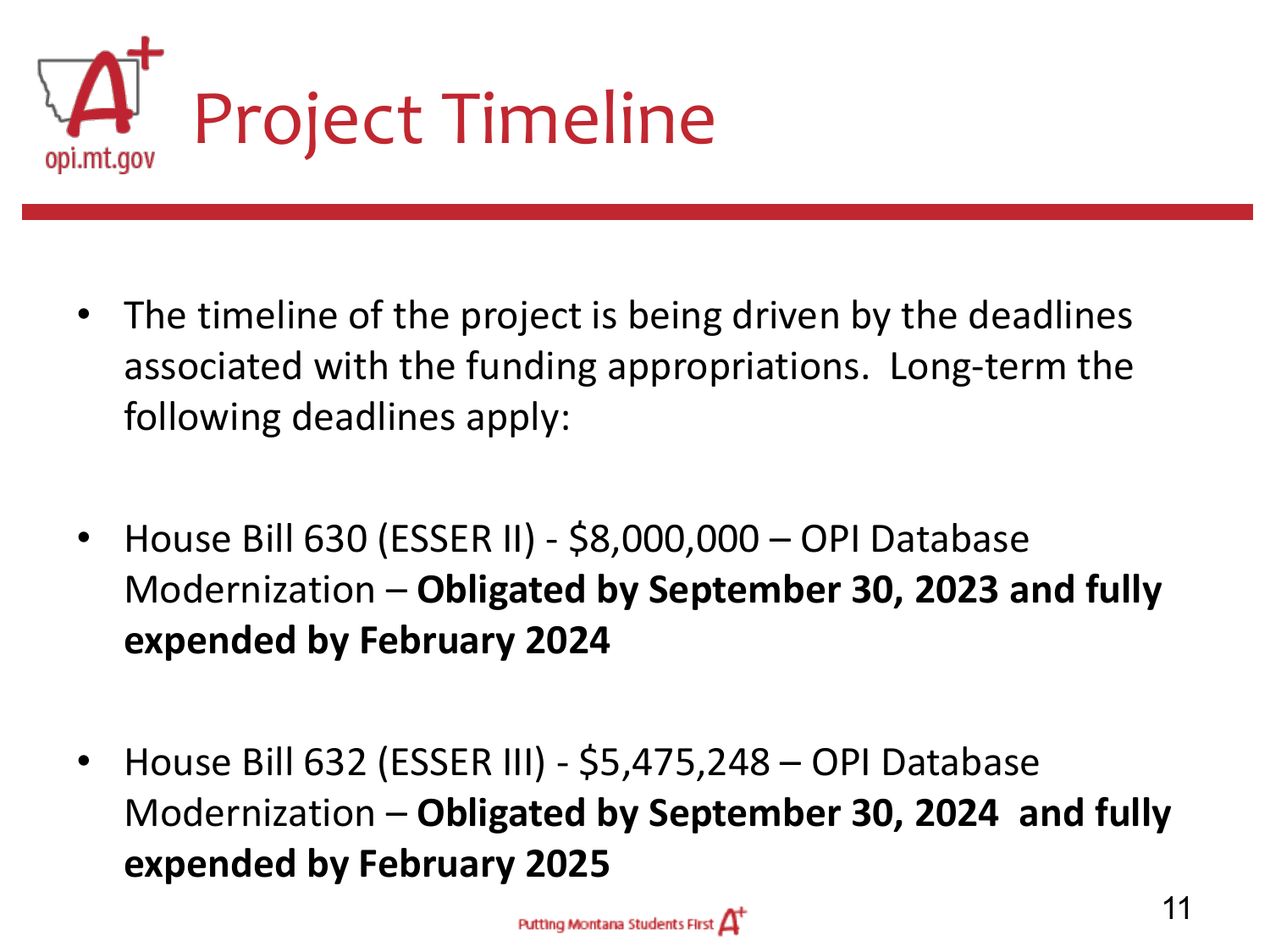# Project Timeline

- The timeline of the project is being driven by the deadlines associated with the funding appropriations. Long-term the following deadlines apply:

- House Bill 630 (ESSER II) - $8,000,000 – OPI Database Modernization – **Obligated by September 30, 2023 and fully expended by February 2024**

- House Bill 632 (ESSER III) - $5,475,248 – OPI Database Modernization – **Obligated by September 30, 2024 and fully expended by February 2025**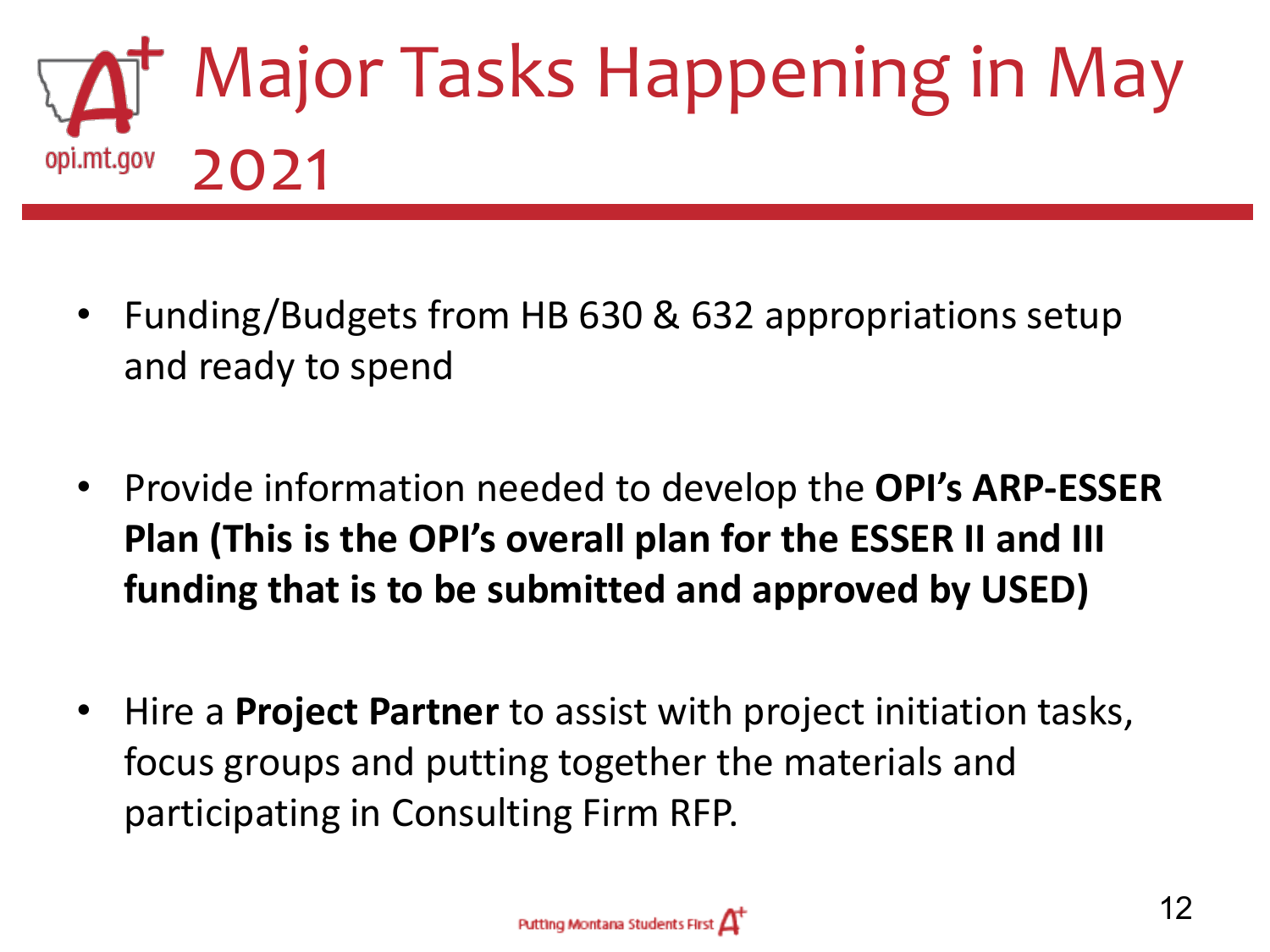# Major Tasks Happening in May 2021

- Funding/Budgets from HB 630 & 632 appropriations setup and ready to spend
- Provide information needed to develop the **OPI's ARP-ESSER Plan (This is the OPI's overall plan for the ESSER II and III funding that is to be submitted and approved by USED)**
- Hire a **Project Partner** to assist with project initiation tasks, focus groups and putting together the materials and participating in Consulting Firm RFP.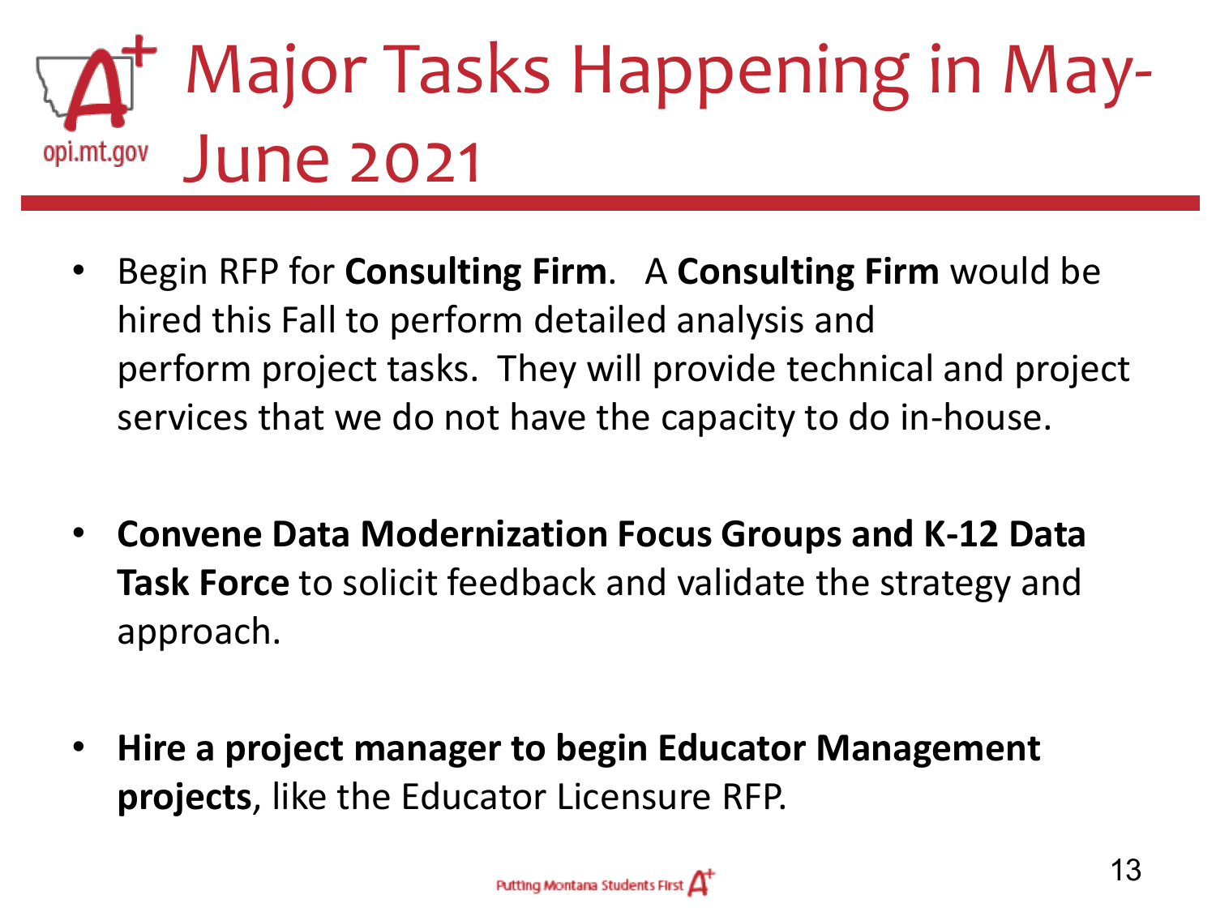# Major Tasks Happening in May-June 2021

- Begin RFP for **Consulting Firm**. A **Consulting Firm** would be hired this Fall to perform detailed analysis and perform project tasks. They will provide technical and project services that we do not have the capacity to do in-house.

- **Convene Data Modernization Focus Groups and K-12 Data Task Force** to solicit feedback and validate the strategy and approach.

- **Hire a project manager to begin Educator Management projects**, like the Educator Licensure RFP.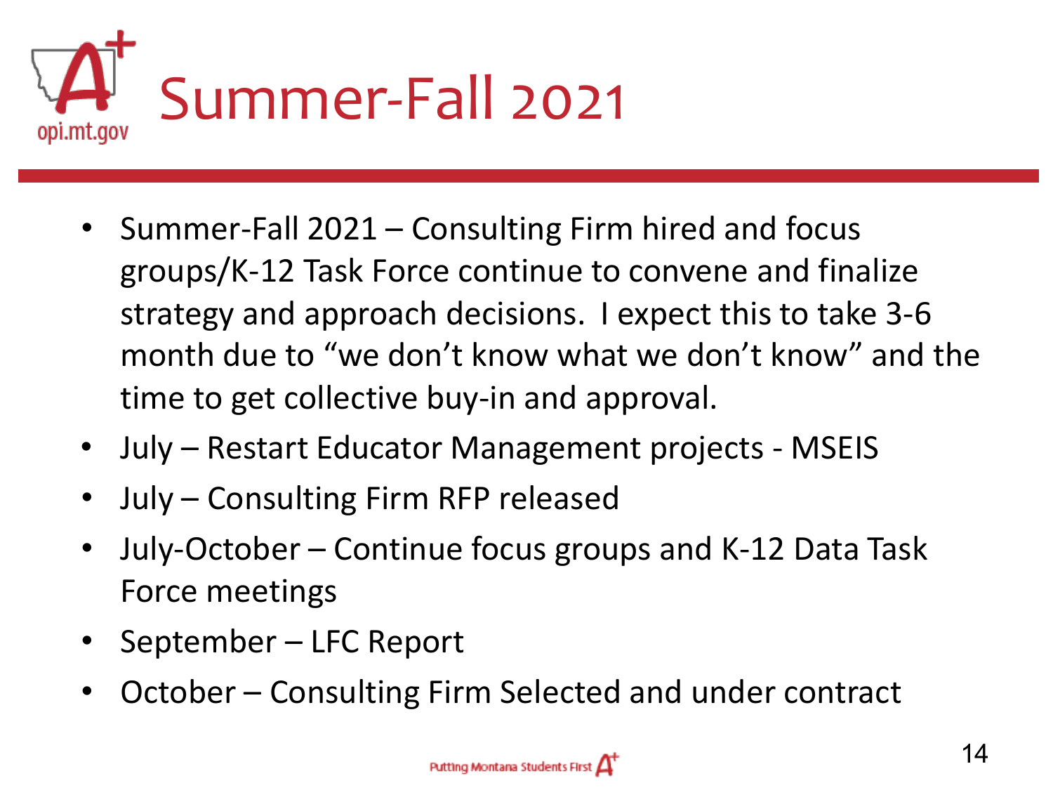# Summer-Fall 2021

- Summer-Fall 2021 – Consulting Firm hired and focus groups/K-12 Task Force continue to convene and finalize strategy and approach decisions. I expect this to take 3-6 month due to "we don't know what we don't know" and the time to get collective buy-in and approval.
- July – Restart Educator Management projects - MSEIS
- July – Consulting Firm RFP released
- July-October – Continue focus groups and K-12 Data Task Force meetings
- September – LFC Report
- October – Consulting Firm Selected and under contract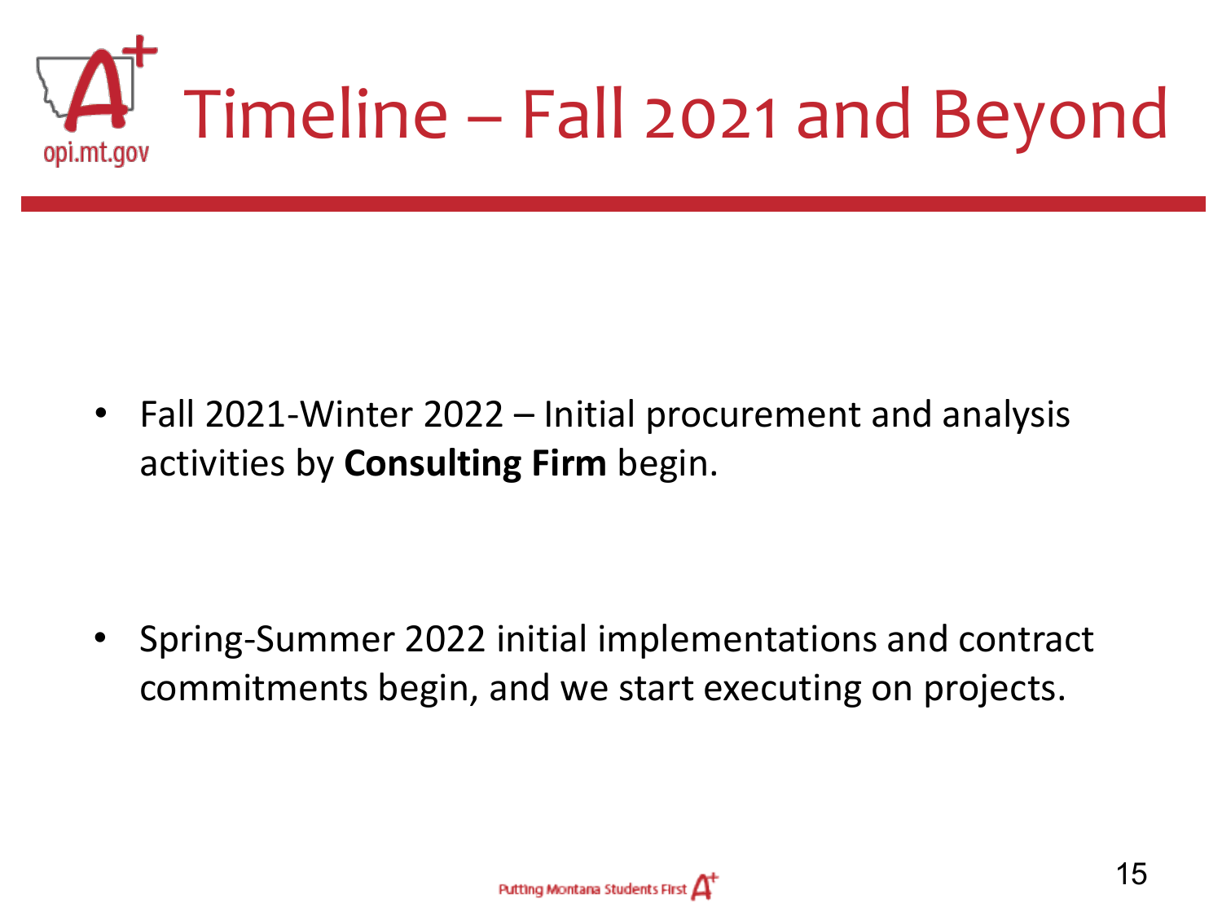# Timeline – Fall 2021 and Beyond

- Fall 2021-Winter 2022 – Initial procurement and analysis activities by **Consulting Firm** begin.

- Spring-Summer 2022 initial implementations and contract commitments begin, and we start executing on projects.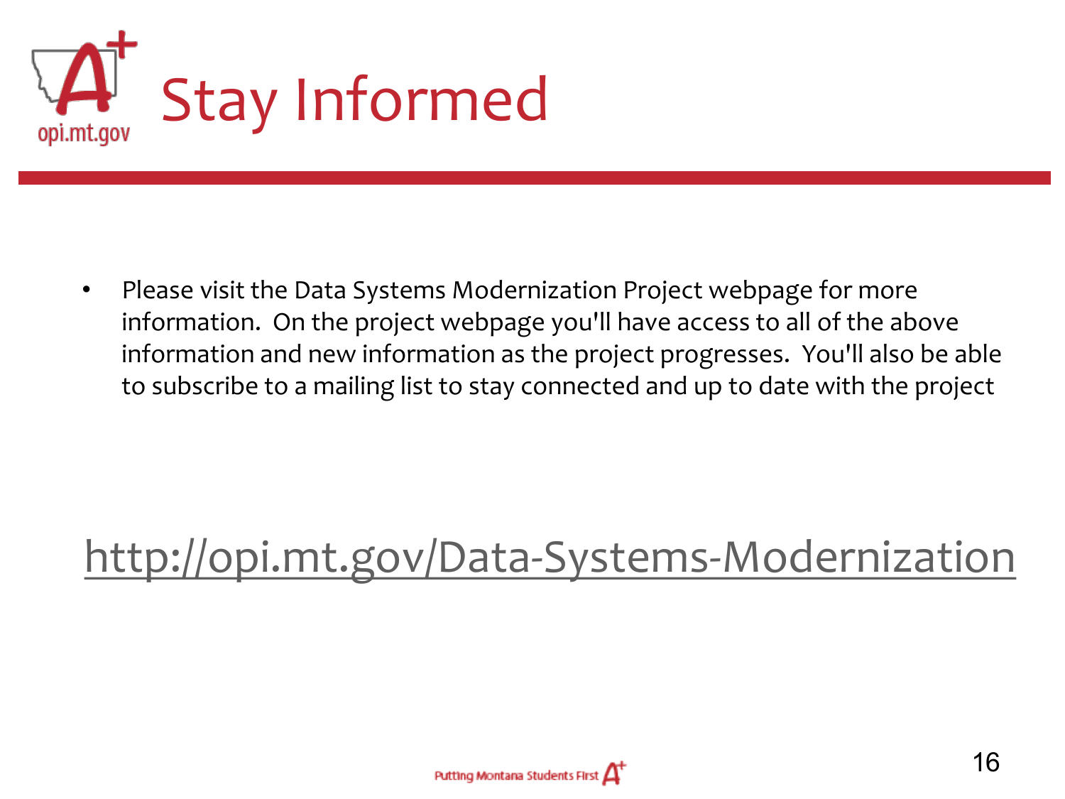# Stay Informed

- Please visit the Data Systems Modernization Project webpage for more information. On the project webpage you'll have access to all of the above information and new information as the project progresses. You'll also be able to subscribe to a mailing list to stay connected and up to date with the project

http://opi.mt.gov/Data-Systems-Modernization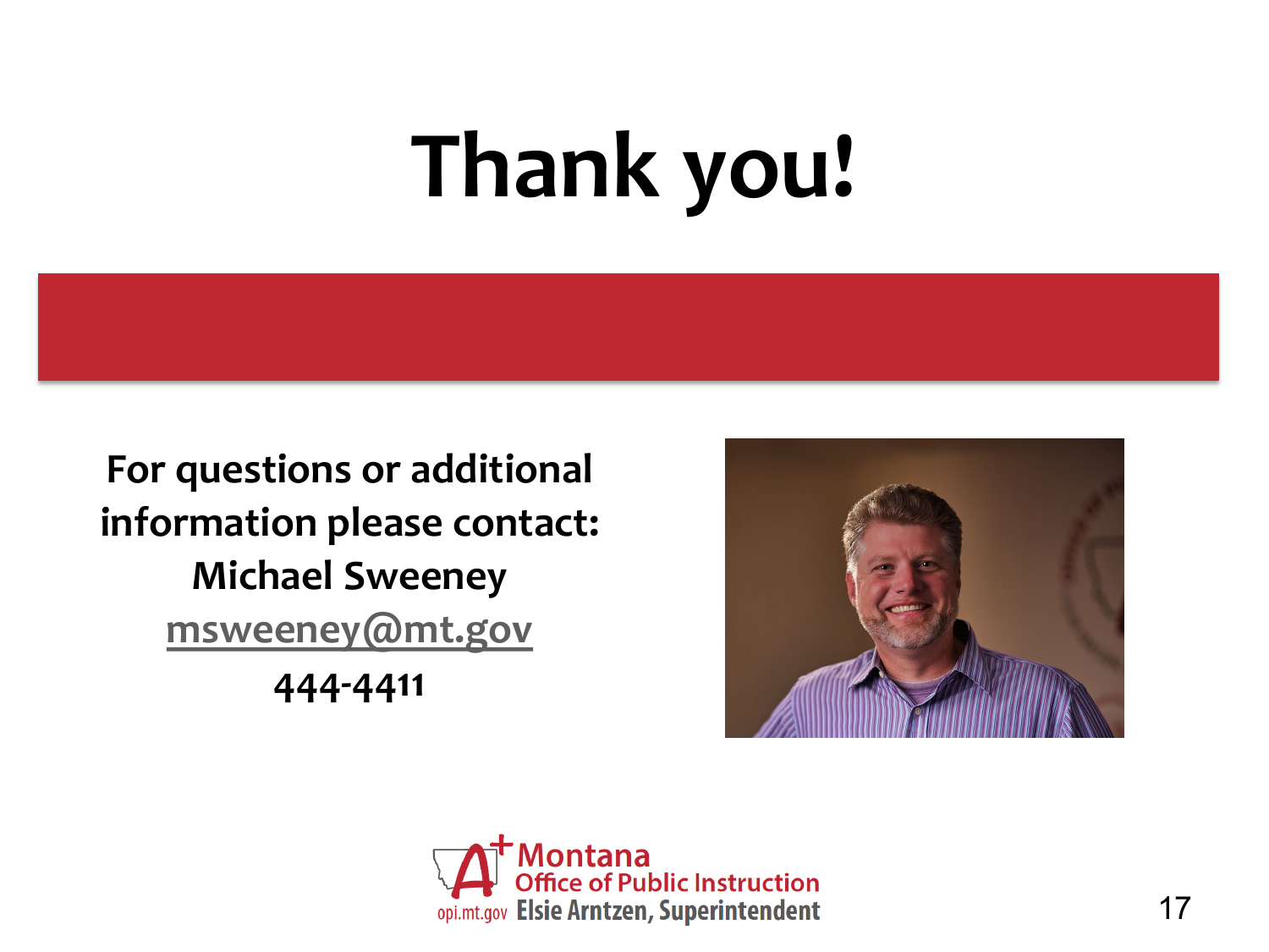# Thank you!

**For questions or additional information please contact:**

**Michael Sweeney**

msweeney@mt.gov

**444-4411**

Montana Office of Public Instruction
opi.mt.gov Elsie Arntzen, Superintendent